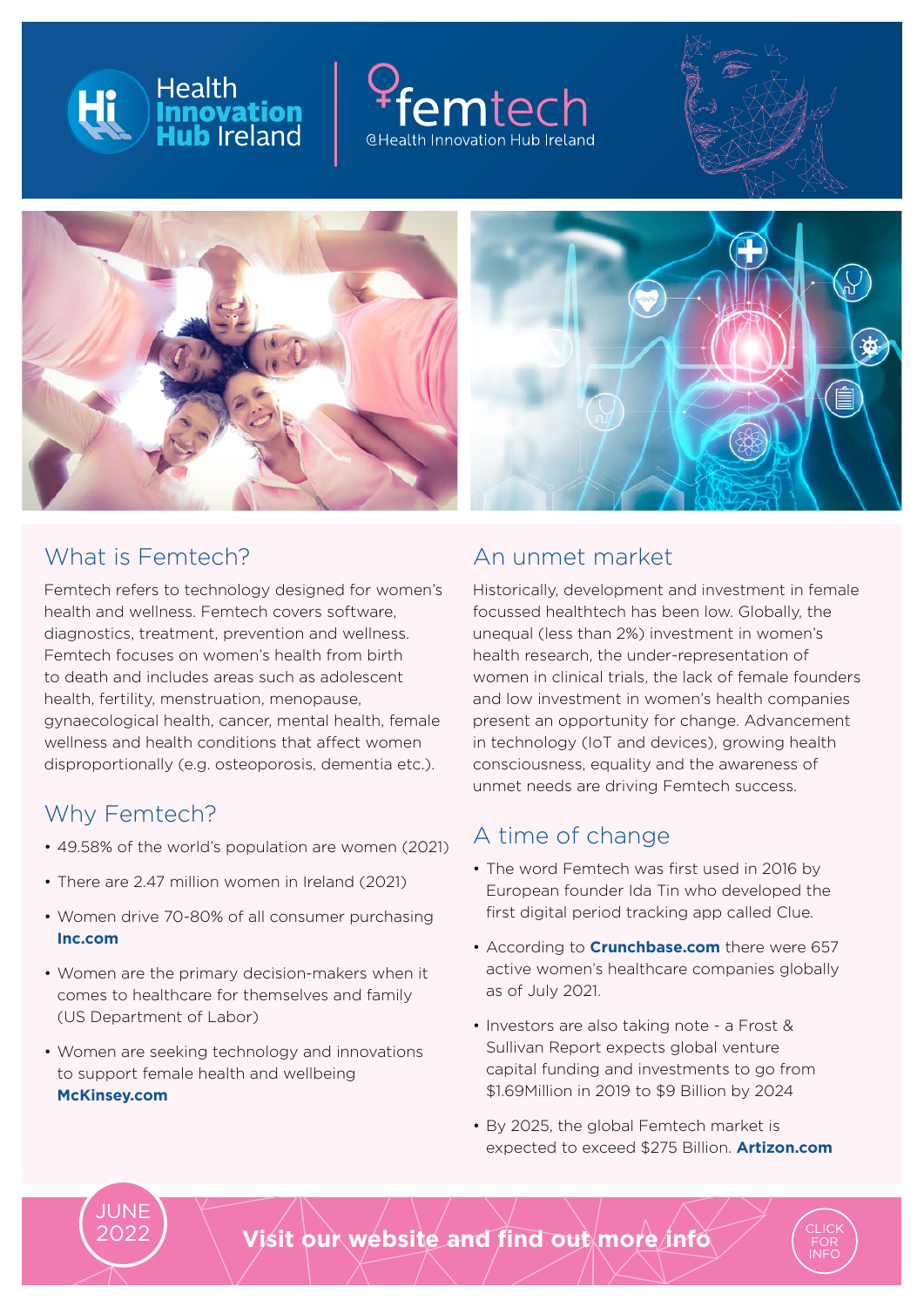Health Innovation Hub Ireland

# femtech

@Health Innovation Hub Ireland

## What is Femtech?

Femtech refers to technology designed for women's health and wellness. Femtech covers software, diagnostics, treatment, prevention and wellness. Femtech focuses on women's health from birth to death and includes areas such as adolescent health, fertility, menstruation, menopause, gynaecological health, cancer, mental health, female wellness and health conditions that affect women disproportionally (e.g. osteoporosis, dementia etc.).

## Why Femtech?

- 49.58% of the world's population are women (2021)
- There are 2.47 million women in Ireland (2021)
- Women drive 70-80% of all consumer purchasing **Inc.com**
- Women are the primary decision-makers when it comes to healthcare for themselves and family (US Department of Labor)
- Women are seeking technology and innovations to support female health and wellbeing **McKinsey.com**

## An unmet market

Historically, development and investment in female focussed healthtech has been low. Globally, the unequal (less than 2%) investment in women's health research, the under-representation of women in clinical trials, the lack of female founders and low investment in women's health companies present an opportunity for change. Advancement in technology (IoT and devices), growing health consciousness, equality and the awareness of unmet needs are driving Femtech success.

## A time of change

- The word Femtech was first used in 2016 by European founder Ida Tin who developed the first digital period tracking app called Clue.
- According to **Crunchbase.com** there were 657 active women's healthcare companies globally as of July 2021.
- Investors are also taking note - a Frost & Sullivan Report expects global venture capital funding and investments to go from $1.69Million in 2019 to $9 Billion by 2024
- By 2025, the global Femtech market is expected to exceed $275 Billion. **Artizon.com**

JUNE 2022

**Visit our website and find out more info**

CLICK FOR INFO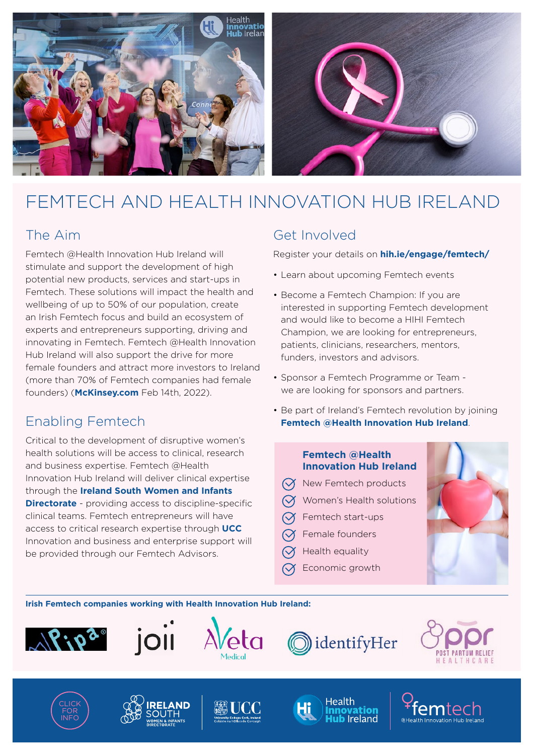# FEMTECH AND HEALTH INNOVATION HUB IRELAND

## The Aim

Femtech @Health Innovation Hub Ireland will stimulate and support the development of high potential new products, services and start-ups in Femtech. These solutions will impact the health and wellbeing of up to 50% of our population, create an Irish Femtech focus and build an ecosystem of experts and entrepreneurs supporting, driving and innovating in Femtech. Femtech @Health Innovation Hub Ireland will also support the drive for more female founders and attract more investors to Ireland (more than 70% of Femtech companies had female founders) (**McKinsey.com** Feb 14th, 2022).

## Enabling Femtech

Critical to the development of disruptive women's health solutions will be access to clinical, research and business expertise. Femtech @Health Innovation Hub Ireland will deliver clinical expertise through the **Ireland South Women and Infants Directorate** - providing access to discipline-specific clinical teams. Femtech entrepreneurs will have access to critical research expertise through **UCC** Innovation and business and enterprise support will be provided through our Femtech Advisors.

## Get Involved

Register your details on **hih.ie/engage/femtech/**

- Learn about upcoming Femtech events
- Become a Femtech Champion: If you are interested in supporting Femtech development and would like to become a HIHI Femtech Champion, we are looking for entrepreneurs, patients, clinicians, researchers, mentors, funders, investors and advisors.
- Sponsor a Femtech Programme or Team - we are looking for sponsors and partners.
- Be part of Ireland's Femtech revolution by joining **Femtech @Health Innovation Hub Ireland**.

**Femtech @Health Innovation Hub Ireland**

- New Femtech products
- Women's Health solutions
- Femtech start-ups
- Female founders
- Health equality
- Economic growth

**Irish Femtech companies working with Health Innovation Hub Ireland:**

Pipa · joii · Aveta Medical · identifyHer · ppr Post Partum Relief Healthcare

CLICK FOR INFO

Ireland South Women & Infants Directorate · UCC University College Cork, Ireland · Health Innovation Hub Ireland · femtech @Health Innovation Hub Ireland